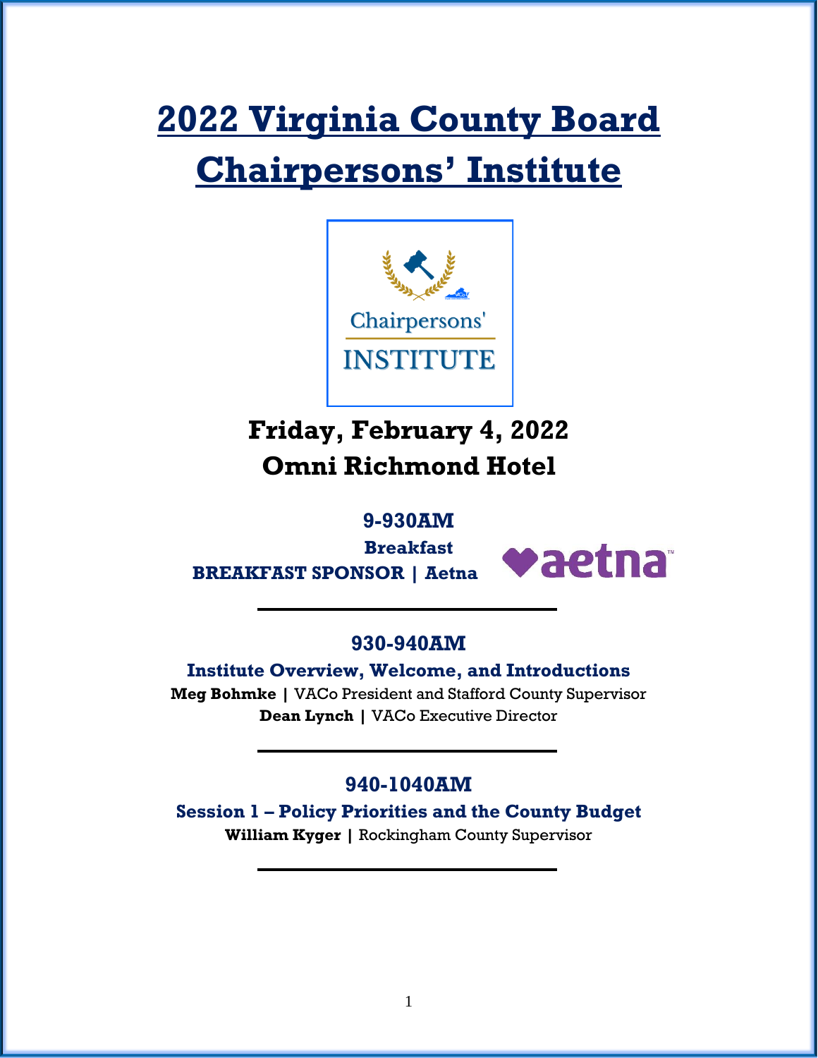# 2022 Virginia County Board Chairpersons' Institute

## Friday, February 4, 2022
## Omni Richmond Hotel

### 9-930AM

**Breakfast**

**BREAKFAST SPONSOR | Aetna**

---

### 930-940AM

**Institute Overview, Welcome, and Introductions**

**Meg Bohmke |** VACo President and Stafford County Supervisor

**Dean Lynch |** VACo Executive Director

---

### 940-1040AM

**Session 1 – Policy Priorities and the County Budget**

**William Kyger |** Rockingham County Supervisor

---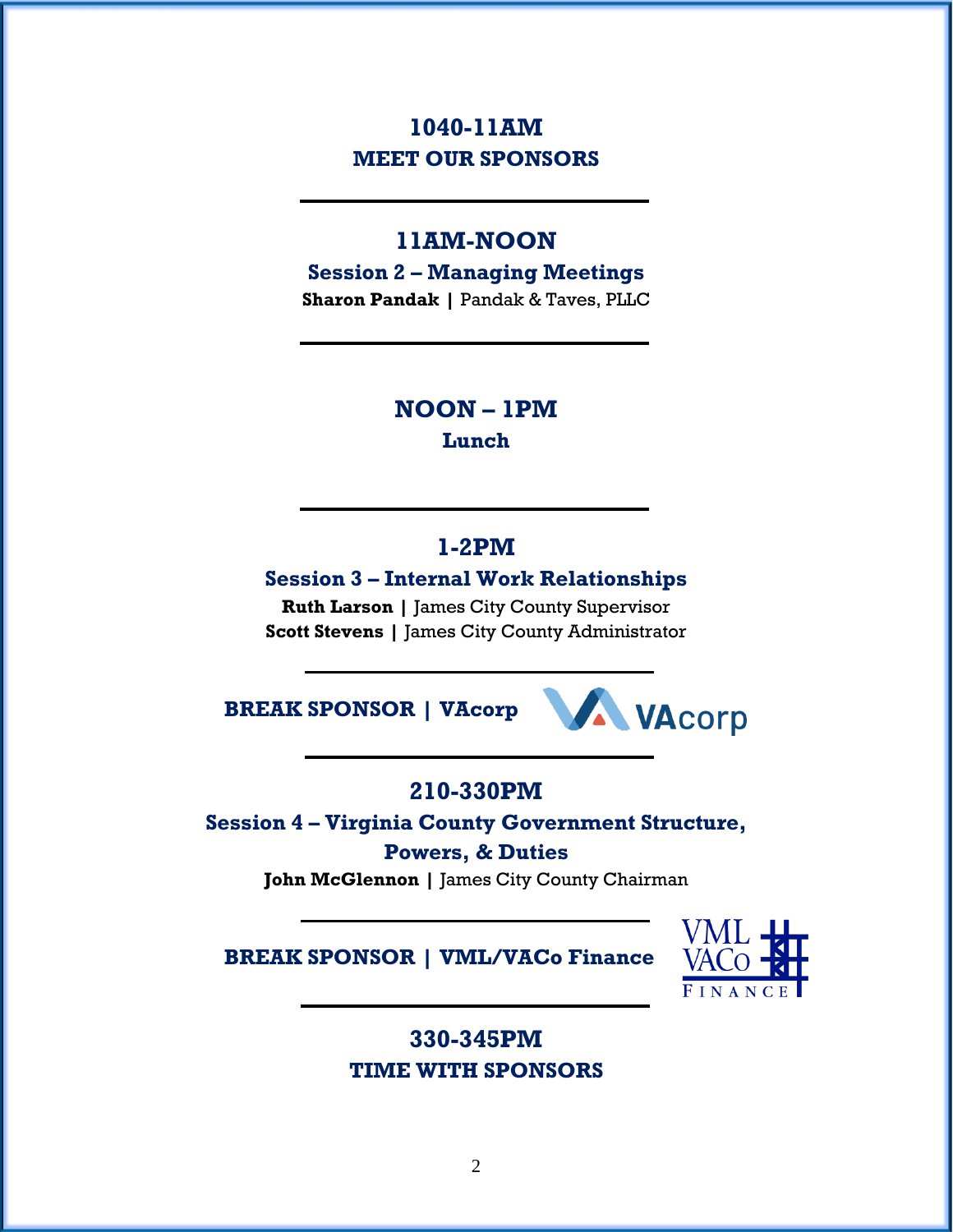**1040-11AM**
**MEET OUR SPONSORS**

---

**11AM-NOON**
**Session 2 – Managing Meetings**
**Sharon Pandak** | Pandak & Taves, PLLC

---

**NOON – 1PM**
**Lunch**

---

**1-2PM**
**Session 3 – Internal Work Relationships**
**Ruth Larson** | James City County Supervisor
**Scott Stevens** | James City County Administrator

---

**BREAK SPONSOR | VAcorp**

---

**210-330PM**
**Session 4 – Virginia County Government Structure, Powers, & Duties**
**John McGlennon** | James City County Chairman

---

**BREAK SPONSOR | VML/VACo Finance**

---

**330-345PM**
**TIME WITH SPONSORS**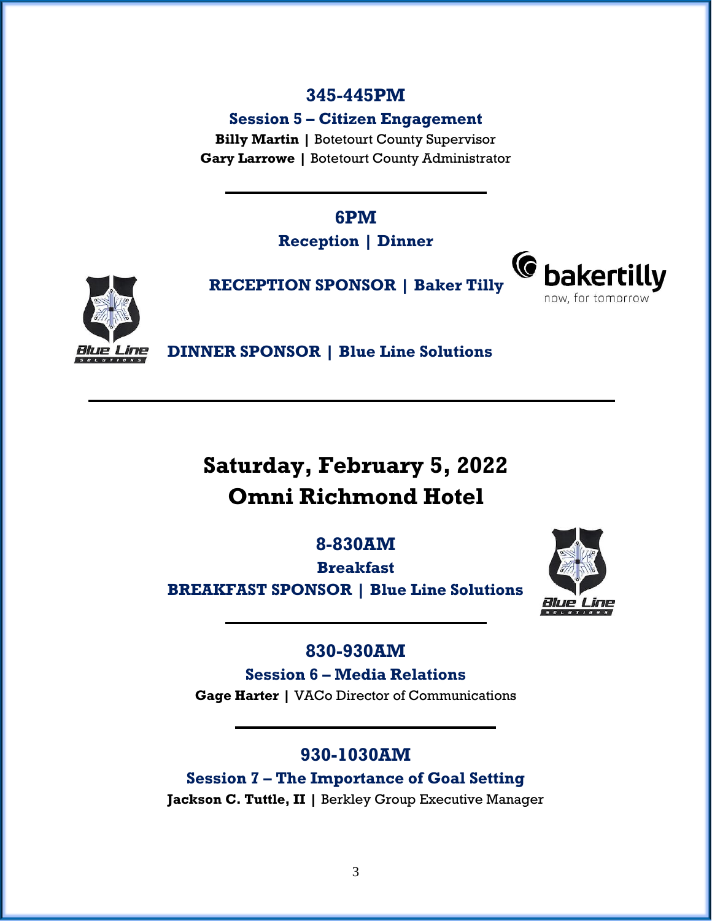### 345-445PM

**Session 5 – Citizen Engagement**

**Billy Martin |** Botetourt County Supervisor
**Gary Larrowe |** Botetourt County Administrator

---

### 6PM

**Reception | Dinner**

**RECEPTION SPONSOR | Baker Tilly**

**DINNER SPONSOR | Blue Line Solutions**

---

## Saturday, February 5, 2022
## Omni Richmond Hotel

### 8-830AM

**Breakfast**

**BREAKFAST SPONSOR | Blue Line Solutions**

---

### 830-930AM

**Session 6 – Media Relations**

**Gage Harter |** VACo Director of Communications

---

### 930-1030AM

**Session 7 – The Importance of Goal Setting**

**Jackson C. Tuttle, II |** Berkley Group Executive Manager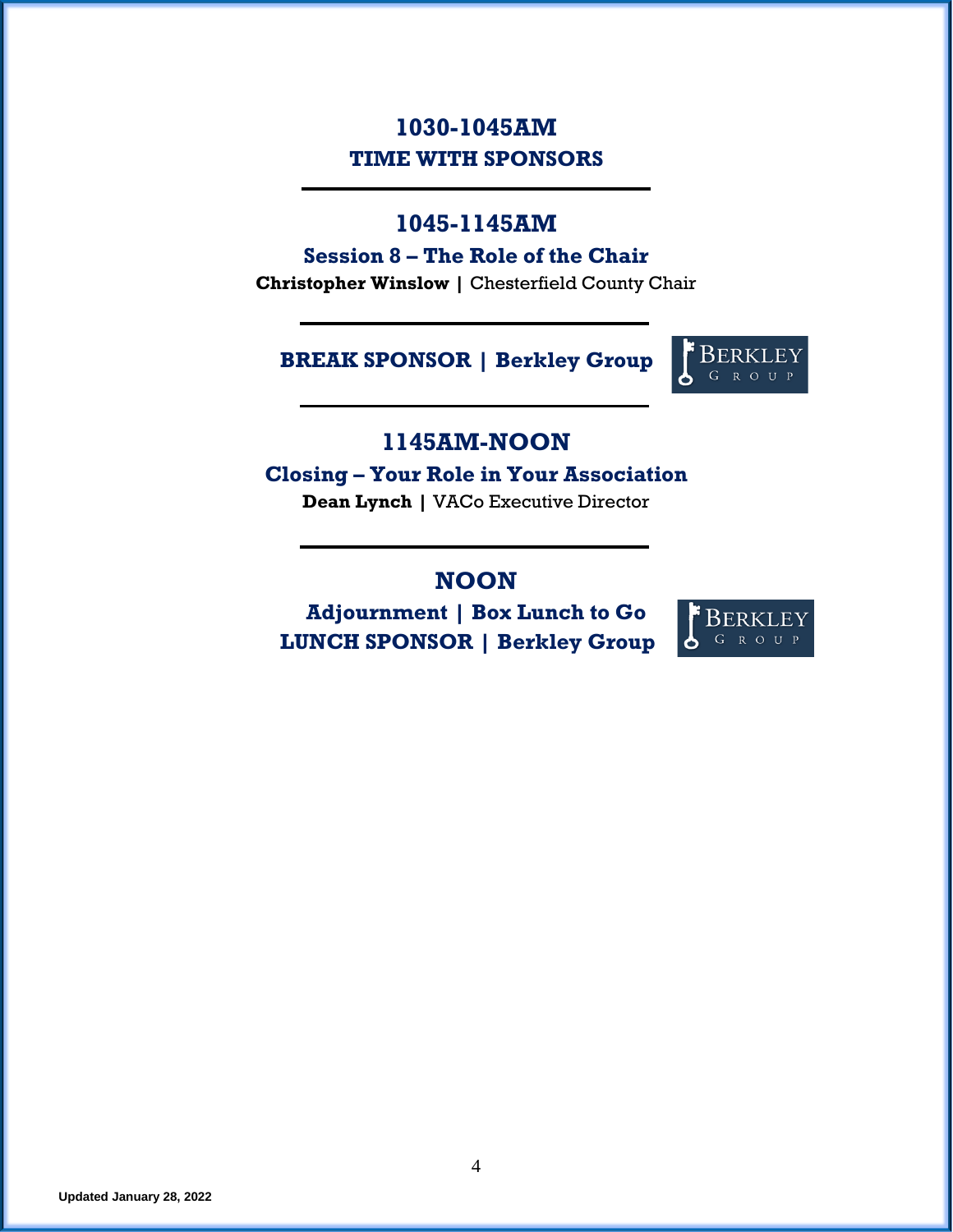## 1030-1045AM

**TIME WITH SPONSORS**

---

## 1045-1145AM

**Session 8 – The Role of the Chair**

**Christopher Winslow |** Chesterfield County Chair

---

**BREAK SPONSOR | Berkley Group**

---

## 1145AM-NOON

**Closing – Your Role in Your Association**

**Dean Lynch |** VACo Executive Director

---

## NOON

**Adjournment | Box Lunch to Go**

**LUNCH SPONSOR | Berkley Group**

Updated January 28, 2022